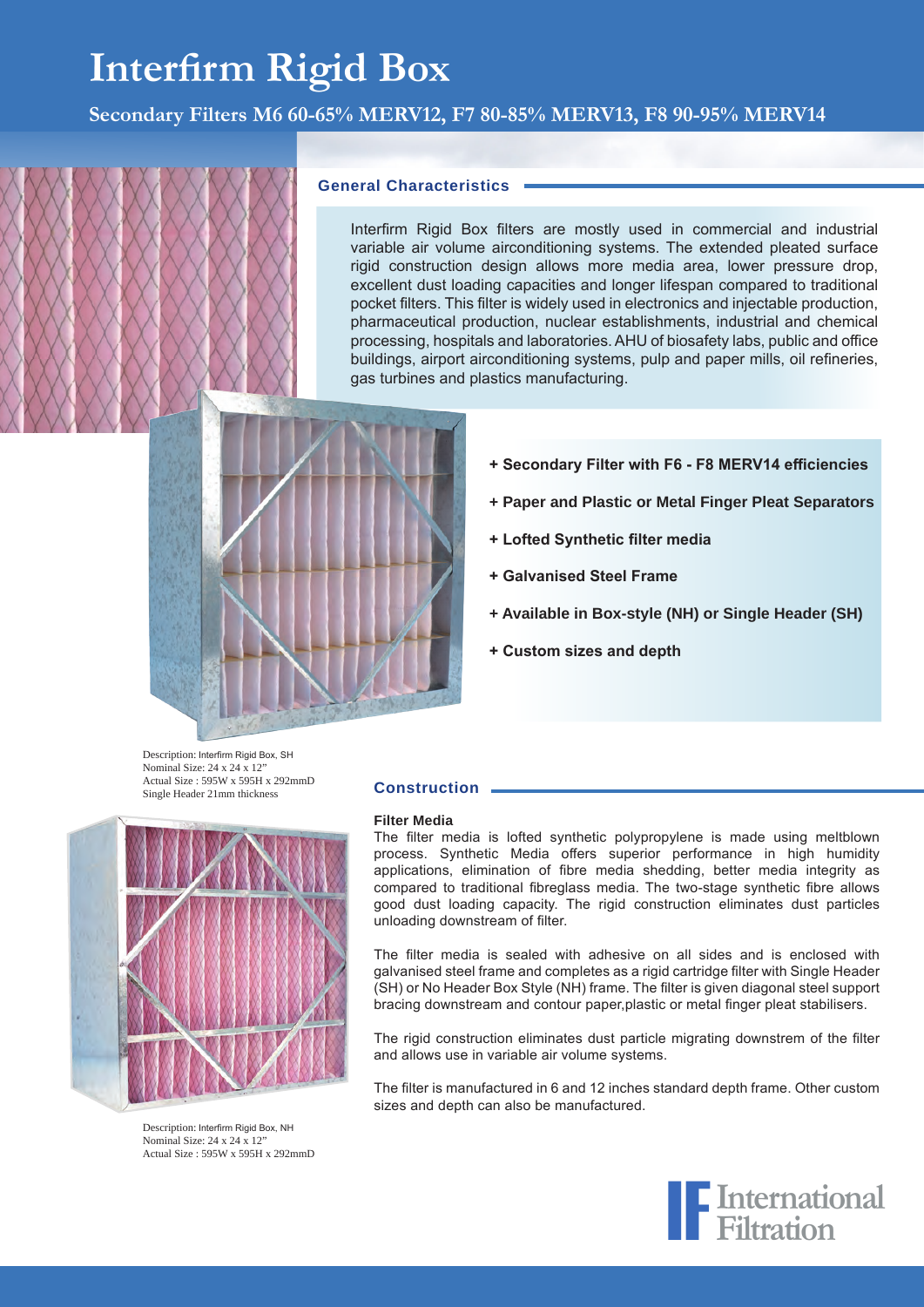# Interfirm Rigid Box

## Secondary Filters M6 60-65% MERV12, F7 80-85% MERV13, F8 90-95% MERV14

### General Characteristics

Interfirm Rigid Box filters are mostly used in commercial and industrial variable air volume airconditioning systems. The extended pleated surface rigid construction design allows more media area, lower pressure drop, excellent dust loading capacities and longer lifespan compared to traditional pocket filters. This filter is widely used in electronics and injectable production, pharmaceutical production, nuclear establishments, industrial and chemical processing, hospitals and laboratories. AHU of biosafety labs, public and office buildings, airport airconditioning systems, pulp and paper mills, oil refineries, gas turbines and plastics manufacturing.

- **+ Secondary Filter with F6 - F8 MERV14 efficiencies**
- **+ Paper and Plastic or Metal Finger Pleat Separators**
- **+ Lofted Synthetic filter media**
- **+ Galvanised Steel Frame**
- **+ Available in Box-style (NH) or Single Header (SH)**
- **+ Custom sizes and depth**

Description: Interfirm Rigid Box, SH
Nominal Size: 24 x 24 x 12"
Actual Size : 595W x 595H x 292mmD
Single Header 21mm thickness

Description: Interfirm Rigid Box, NH
Nominal Size: 24 x 24 x 12"
Actual Size : 595W x 595H x 292mmD

### Construction

**Filter Media**

The filter media is lofted synthetic polypropylene is made using meltblown process. Synthetic Media offers superior performance in high humidity applications, elimination of fibre media shedding, better media integrity as compared to traditional fibreglass media. The two-stage synthetic fibre allows good dust loading capacity. The rigid construction eliminates dust particles unloading downstream of filter.

The filter media is sealed with adhesive on all sides and is enclosed with galvanised steel frame and completes as a rigid cartridge filter with Single Header (SH) or No Header Box Style (NH) frame. The filter is given diagonal steel support bracing downstream and contour paper,plastic or metal finger pleat stabilisers.

The rigid construction eliminates dust particle migrating downstrem of the filter and allows use in variable air volume systems.

The filter is manufactured in 6 and 12 inches standard depth frame. Other custom sizes and depth can also be manufactured.

International Filtration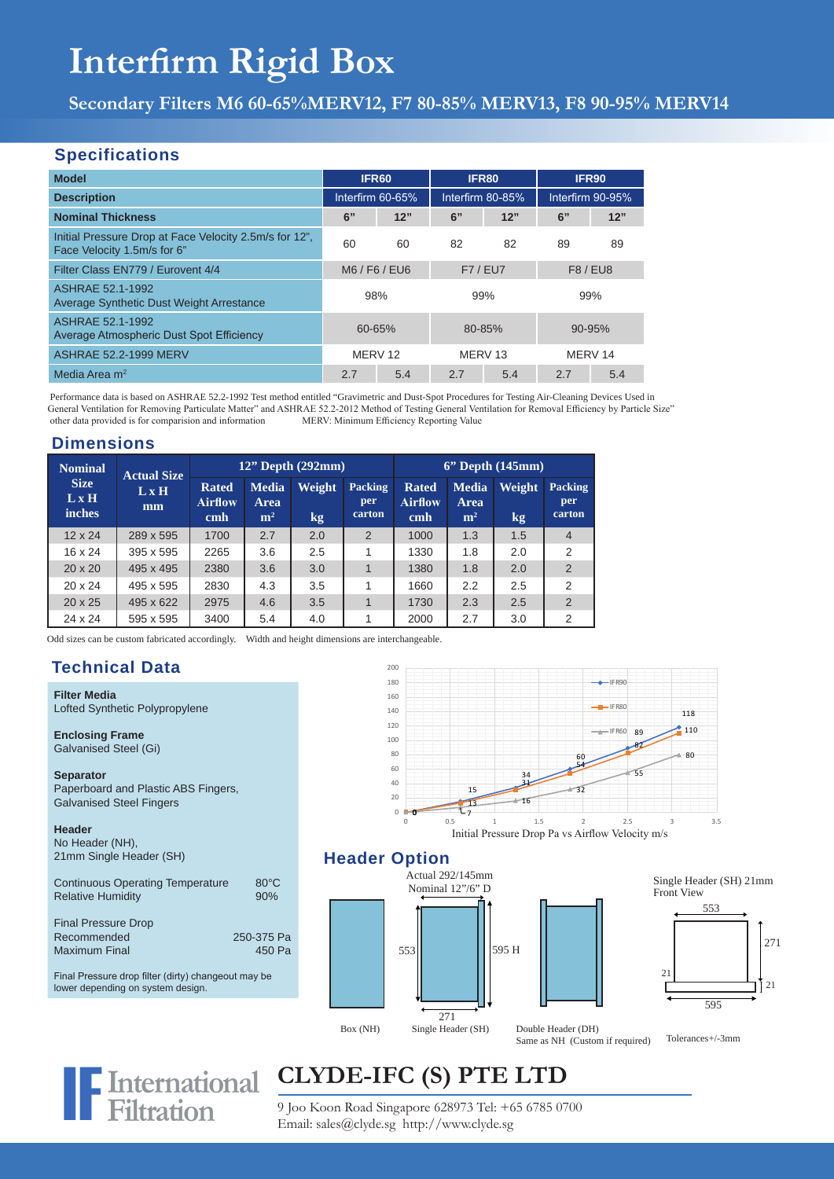# Interfirm Rigid Box

## Secondary Filters M6 60-65%MERV12, F7 80-85% MERV13, F8 90-95% MERV14

### Specifications

| Model | IFR60 | | IFR80 | | IFR90 | |
|---|---|---|---|---|---|---|
| Description | Interfirm 60-65% | | Interfirm 80-85% | | Interfirm 90-95% | |
| Nominal Thickness | 6" | 12" | 6" | 12" | 6" | 12" |
| Initial Pressure Drop at Face Velocity 2.5m/s for 12", Face Velocity 1.5m/s for 6" | 60 | 60 | 82 | 82 | 89 | 89 |
| Filter Class EN779 / Eurovent 4/4 | M6 / F6 / EU6 | | F7 / EU7 | | F8 / EU8 | |
| ASHRAE 52.1-1992 Average Synthetic Dust Weight Arrestance | 98% | | 99% | | 99% | |
| ASHRAE 52.1-1992 Average Atmospheric Dust Spot Efficiency | 60-65% | | 80-85% | | 90-95% | |
| ASHRAE 52.2-1999 MERV | MERV 12 | | MERV 13 | | MERV 14 | |
| Media Area $m^2$ | 2.7 | 5.4 | 2.7 | 5.4 | 2.7 | 5.4 |

Performance data is based on ASHRAE 52.2-1992 Test method entitled "Gravimetric and Dust-Spot Procedures for Testing Air-Cleaning Devices Used in General Ventilation for Removing Particulate Matter" and ASHRAE 52.2-2012 Method of Testing General Ventilation for Removal Efficiency by Particle Size" other data provided is for comparision and information MERV: Minimum Efficiency Reporting Value

### Dimensions

| Nominal Size L x H inches | Actual Size L x H mm | 12" Depth (292mm) | | | | 6" Depth (145mm) | | | |
|---|---|---|---|---|---|---|---|---|---|
| | | Rated Airflow cmh | Media Area $m^2$ | Weight kg | Packing per carton | Rated Airflow cmh | Media Area $m^2$ | Weight kg | Packing per carton |
| 12 x 24 | 289 x 595 | 1700 | 2.7 | 2.0 | 2 | 1000 | 1.3 | 1.5 | 4 |
| 16 x 24 | 395 x 595 | 2265 | 3.6 | 2.5 | 1 | 1330 | 1.8 | 2.0 | 2 |
| 20 x 20 | 495 x 495 | 2380 | 3.6 | 3.0 | 1 | 1380 | 1.8 | 2.0 | 2 |
| 20 x 24 | 495 x 595 | 2830 | 4.3 | 3.5 | 1 | 1660 | 2.2 | 2.5 | 2 |
| 20 x 25 | 495 x 622 | 2975 | 4.6 | 3.5 | 1 | 1730 | 2.3 | 2.5 | 2 |
| 24 x 24 | 595 x 595 | 3400 | 5.4 | 4.0 | 1 | 2000 | 2.7 | 3.0 | 2 |

Odd sizes can be custom fabricated accordingly. Width and height dimensions are interchangeable.

### Technical Data

**Filter Media**
Lofted Synthetic Polypropylene

**Enclosing Frame**
Galvanised Steel (Gi)

**Separator**
Paperboard and Plastic ABS Fingers, Galvanised Steel Fingers

**Header**
No Header (NH),
21mm Single Header (SH)

Continuous Operating Temperature 80°C
Relative Humidity 90%

Final Pressure Drop
Recommended 250-375 Pa
Maximum Final 450 Pa

Final Pressure drop filter (dirty) changeout may be lower depending on system design.

IFR90
IFR80
IFR60
0, 13, 34, 60, 89, 118
0, 15, 31, 54, 82, 110
0, 7, 16, 32, 55, 80

Initial Pressure Drop Pa vs Airflow Velocity m/s

### Header Option

Actual 292/145mm
Nominal 12"/6" D

553
595 H
271

Box (NH)
Single Header (SH)
Double Header (DH)
Same as NH (Custom if required)

Single Header (SH) 21mm
Front View

553
271
21
21
595

Tolerances+/-3mm

International Filtration

## CLYDE-IFC (S) PTE LTD

9 Joo Koon Road Singapore 628973 Tel: +65 6785 0700
Email: sales@clyde.sg http://www.clyde.sg